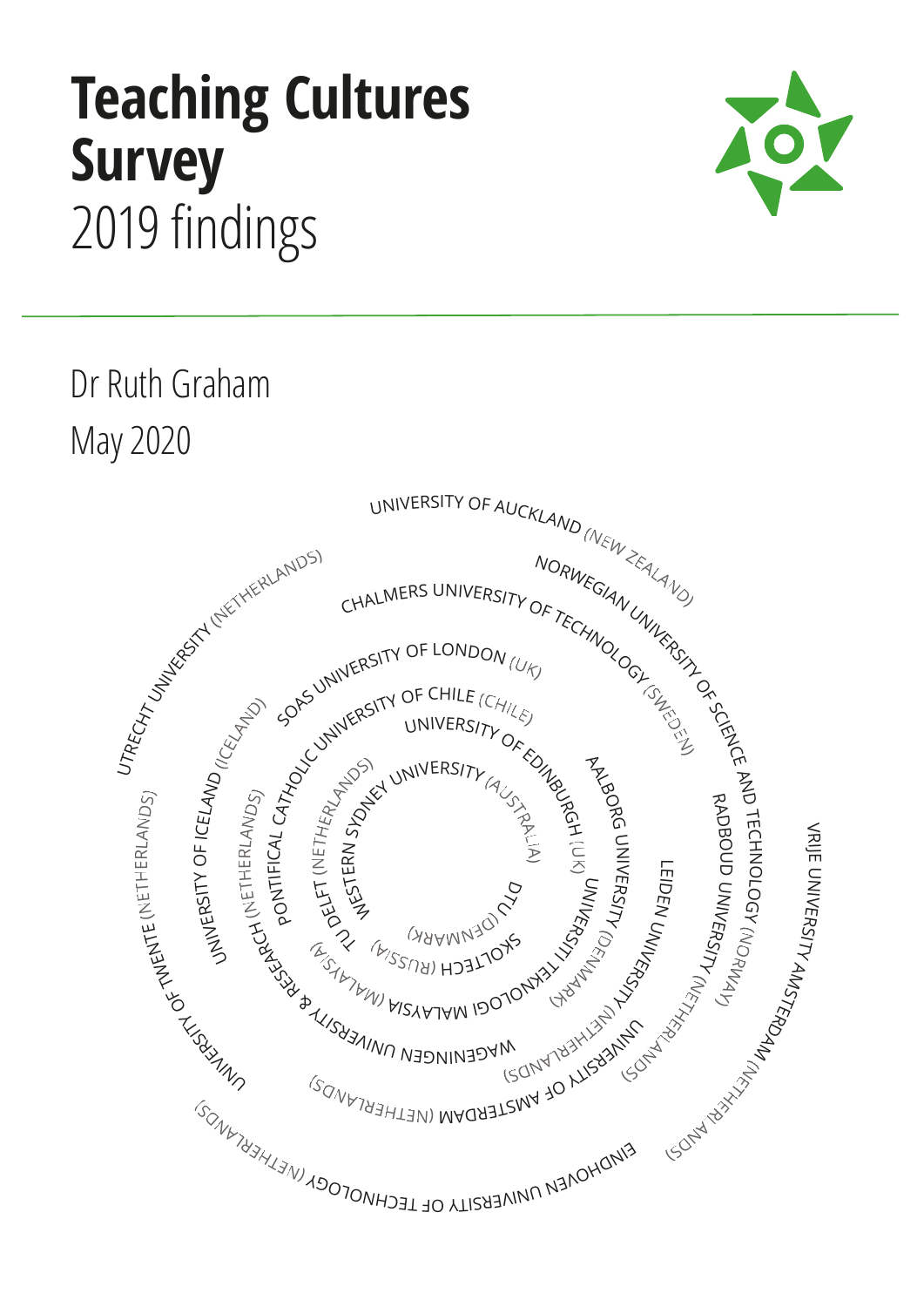# Teaching Cultures Survey

2019 findings

Dr Ruth Graham

May 2020

Eindhoven University of Technology (Netherlands)
University of Twente (Netherlands)
Utrecht University (Netherlands)
University of Auckland (New Zealand)
Norwegian University of Science and Technology (Norway)
Vrije University Amsterdam (Netherlands)
University of Amsterdam (Netherlands)
University of Iceland (Iceland)
Chalmers University of Technology (Sweden)
Radboud University (Netherlands)
Wageningen University & Research (Netherlands)
SOAS University of London (UK)
Leiden University (Netherlands)
Universiti Teknologi Malaysia (Malaysia)
Pontifical Catholic University of Chile (Chile)
Aalborg University (Denmark)
TU Delft (Netherlands)
University of Edinburgh (UK)
Skoltech (Russia)
Western Sydney University (Australia)
DTU (Denmark)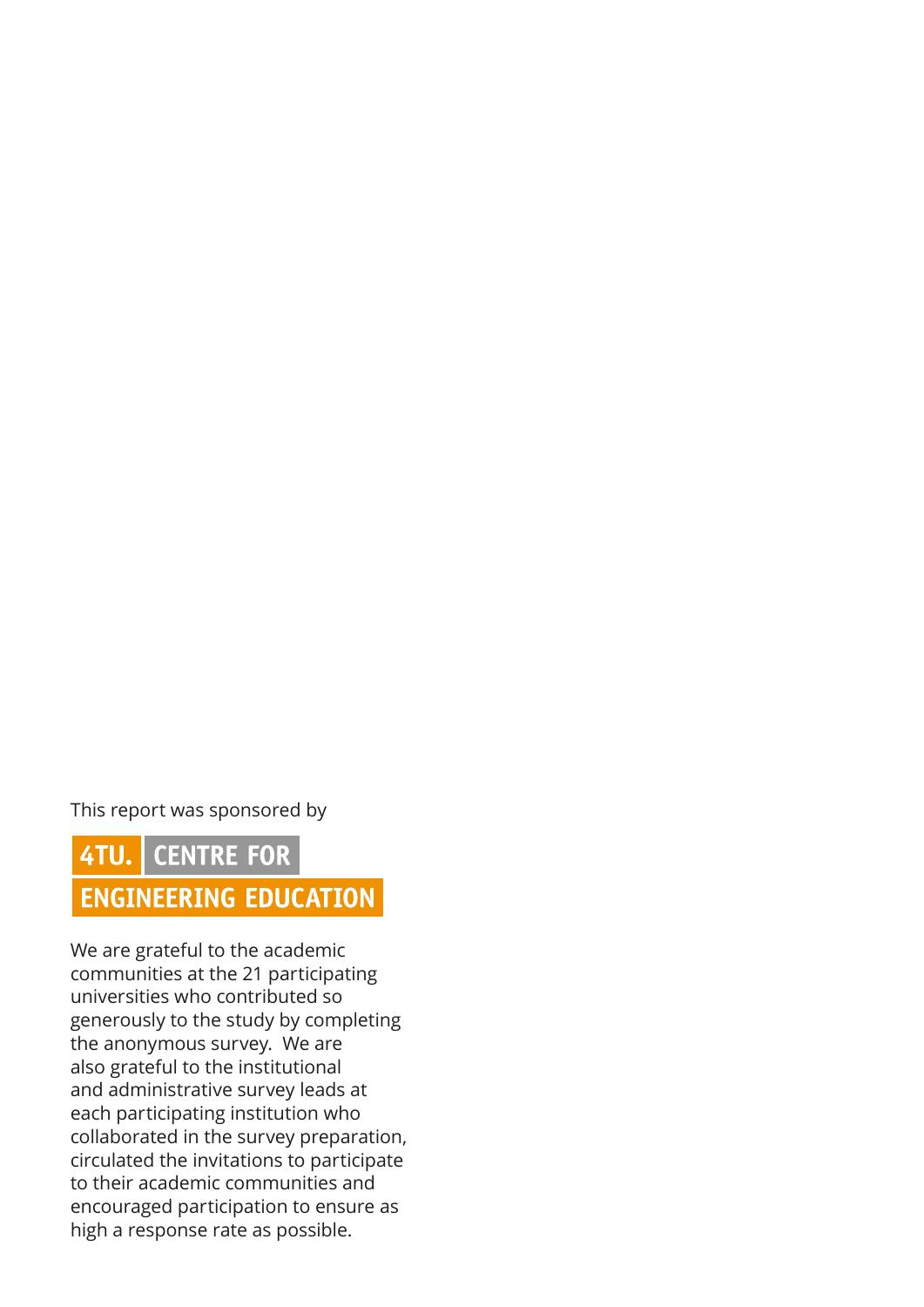This report was sponsored by

**4TU. CENTRE FOR ENGINEERING EDUCATION**

We are grateful to the academic communities at the 21 participating universities who contributed so generously to the study by completing the anonymous survey. We are also grateful to the institutional and administrative survey leads at each participating institution who collaborated in the survey preparation, circulated the invitations to participate to their academic communities and encouraged participation to ensure as high a response rate as possible.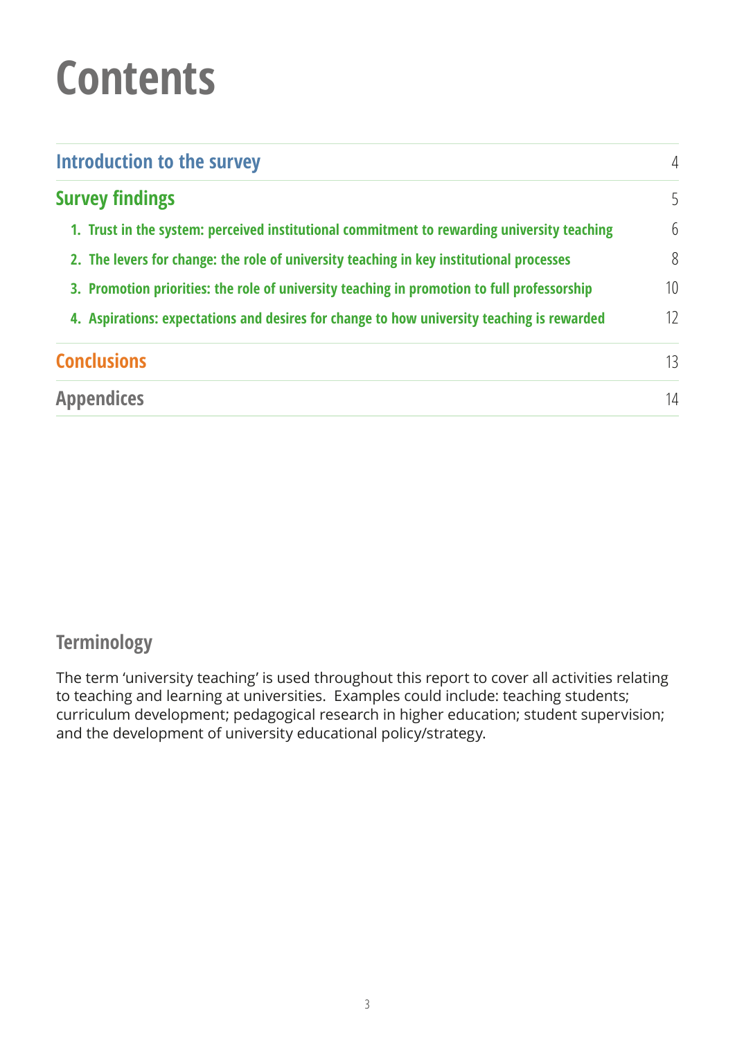# Contents

| | |
|---|---|
| **Introduction to the survey** | 4 |
| **Survey findings** | 5 |
| 1. Trust in the system: perceived institutional commitment to rewarding university teaching | 6 |
| 2. The levers for change: the role of university teaching in key institutional processes | 8 |
| 3. Promotion priorities: the role of university teaching in promotion to full professorship | 10 |
| 4. Aspirations: expectations and desires for change to how university teaching is rewarded | 12 |
| **Conclusions** | 13 |
| **Appendices** | 14 |

## Terminology

The term 'university teaching' is used throughout this report to cover all activities relating to teaching and learning at universities. Examples could include: teaching students; curriculum development; pedagogical research in higher education; student supervision; and the development of university educational policy/strategy.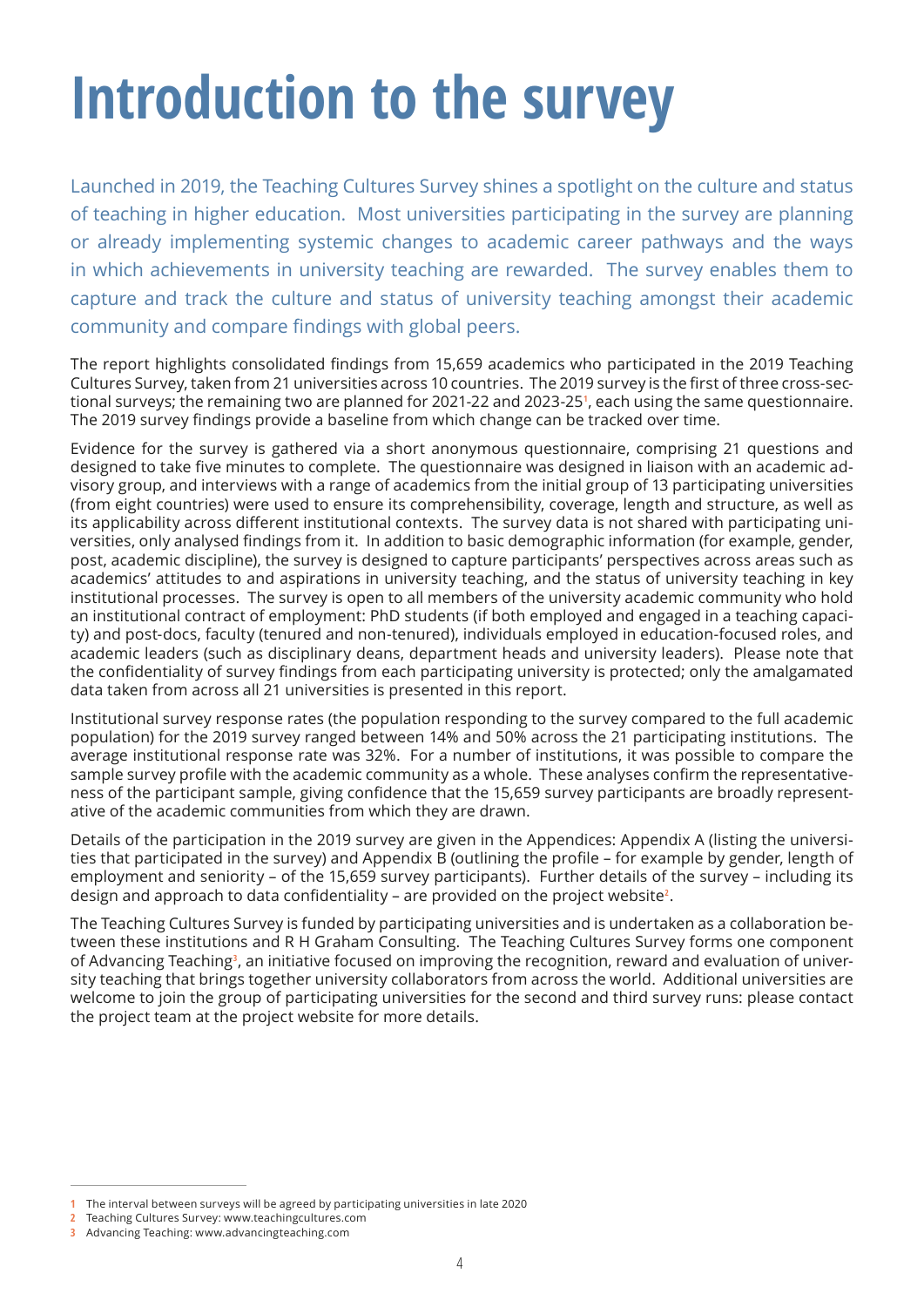# Introduction to the survey

Launched in 2019, the Teaching Cultures Survey shines a spotlight on the culture and status of teaching in higher education. Most universities participating in the survey are planning or already implementing systemic changes to academic career pathways and the ways in which achievements in university teaching are rewarded. The survey enables them to capture and track the culture and status of university teaching amongst their academic community and compare findings with global peers.

The report highlights consolidated findings from 15,659 academics who participated in the 2019 Teaching Cultures Survey, taken from 21 universities across 10 countries. The 2019 survey is the first of three cross-sectional surveys; the remaining two are planned for 2021-22 and 2023-25[1], each using the same questionnaire. The 2019 survey findings provide a baseline from which change can be tracked over time.

Evidence for the survey is gathered via a short anonymous questionnaire, comprising 21 questions and designed to take five minutes to complete. The questionnaire was designed in liaison with an academic advisory group, and interviews with a range of academics from the initial group of 13 participating universities (from eight countries) were used to ensure its comprehensibility, coverage, length and structure, as well as its applicability across different institutional contexts. The survey data is not shared with participating universities, only analysed findings from it. In addition to basic demographic information (for example, gender, post, academic discipline), the survey is designed to capture participants' perspectives across areas such as academics' attitudes to and aspirations in university teaching, and the status of university teaching in key institutional processes. The survey is open to all members of the university academic community who hold an institutional contract of employment: PhD students (if both employed and engaged in a teaching capacity) and post-docs, faculty (tenured and non-tenured), individuals employed in education-focused roles, and academic leaders (such as disciplinary deans, department heads and university leaders). Please note that the confidentiality of survey findings from each participating university is protected; only the amalgamated data taken from across all 21 universities is presented in this report.

Institutional survey response rates (the population responding to the survey compared to the full academic population) for the 2019 survey ranged between 14% and 50% across the 21 participating institutions. The average institutional response rate was 32%. For a number of institutions, it was possible to compare the sample survey profile with the academic community as a whole. These analyses confirm the representativeness of the participant sample, giving confidence that the 15,659 survey participants are broadly representative of the academic communities from which they are drawn.

Details of the participation in the 2019 survey are given in the Appendices: Appendix A (listing the universities that participated in the survey) and Appendix B (outlining the profile – for example by gender, length of employment and seniority – of the 15,659 survey participants). Further details of the survey – including its design and approach to data confidentiality – are provided on the project website[2].

The Teaching Cultures Survey is funded by participating universities and is undertaken as a collaboration between these institutions and R H Graham Consulting. The Teaching Cultures Survey forms one component of Advancing Teaching[3], an initiative focused on improving the recognition, reward and evaluation of university teaching that brings together university collaborators from across the world. Additional universities are welcome to join the group of participating universities for the second and third survey runs: please contact the project team at the project website for more details.

---

[1] The interval between surveys will be agreed by participating universities in late 2020

[2] Teaching Cultures Survey: www.teachingcultures.com

[3] Advancing Teaching: www.advancingteaching.com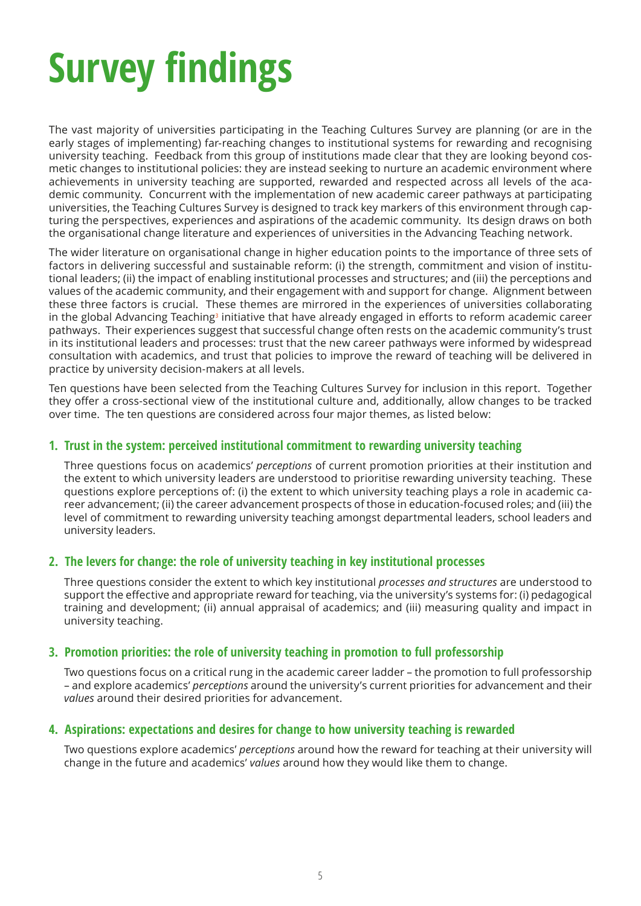# Survey findings

The vast majority of universities participating in the Teaching Cultures Survey are planning (or are in the early stages of implementing) far-reaching changes to institutional systems for rewarding and recognising university teaching. Feedback from this group of institutions made clear that they are looking beyond cosmetic changes to institutional policies: they are instead seeking to nurture an academic environment where achievements in university teaching are supported, rewarded and respected across all levels of the academic community. Concurrent with the implementation of new academic career pathways at participating universities, the Teaching Cultures Survey is designed to track key markers of this environment through capturing the perspectives, experiences and aspirations of the academic community. Its design draws on both the organisational change literature and experiences of universities in the Advancing Teaching network.

The wider literature on organisational change in higher education points to the importance of three sets of factors in delivering successful and sustainable reform: (i) the strength, commitment and vision of institutional leaders; (ii) the impact of enabling institutional processes and structures; and (iii) the perceptions and values of the academic community, and their engagement with and support for change. Alignment between these three factors is crucial. These themes are mirrored in the experiences of universities collaborating in the global Advancing Teaching[3] initiative that have already engaged in efforts to reform academic career pathways. Their experiences suggest that successful change often rests on the academic community's trust in its institutional leaders and processes: trust that the new career pathways were informed by widespread consultation with academics, and trust that policies to improve the reward of teaching will be delivered in practice by university decision-makers at all levels.

Ten questions have been selected from the Teaching Cultures Survey for inclusion in this report. Together they offer a cross-sectional view of the institutional culture and, additionally, allow changes to be tracked over time. The ten questions are considered across four major themes, as listed below:

### 1. Trust in the system: perceived institutional commitment to rewarding university teaching

Three questions focus on academics' *perceptions* of current promotion priorities at their institution and the extent to which university leaders are understood to prioritise rewarding university teaching. These questions explore perceptions of: (i) the extent to which university teaching plays a role in academic career advancement; (ii) the career advancement prospects of those in education-focused roles; and (iii) the level of commitment to rewarding university teaching amongst departmental leaders, school leaders and university leaders.

### 2. The levers for change: the role of university teaching in key institutional processes

Three questions consider the extent to which key institutional *processes and structures* are understood to support the effective and appropriate reward for teaching, via the university's systems for: (i) pedagogical training and development; (ii) annual appraisal of academics; and (iii) measuring quality and impact in university teaching.

### 3. Promotion priorities: the role of university teaching in promotion to full professorship

Two questions focus on a critical rung in the academic career ladder – the promotion to full professorship – and explore academics' *perceptions* around the university's current priorities for advancement and their *values* around their desired priorities for advancement.

### 4. Aspirations: expectations and desires for change to how university teaching is rewarded

Two questions explore academics' *perceptions* around how the reward for teaching at their university will change in the future and academics' *values* around how they would like them to change.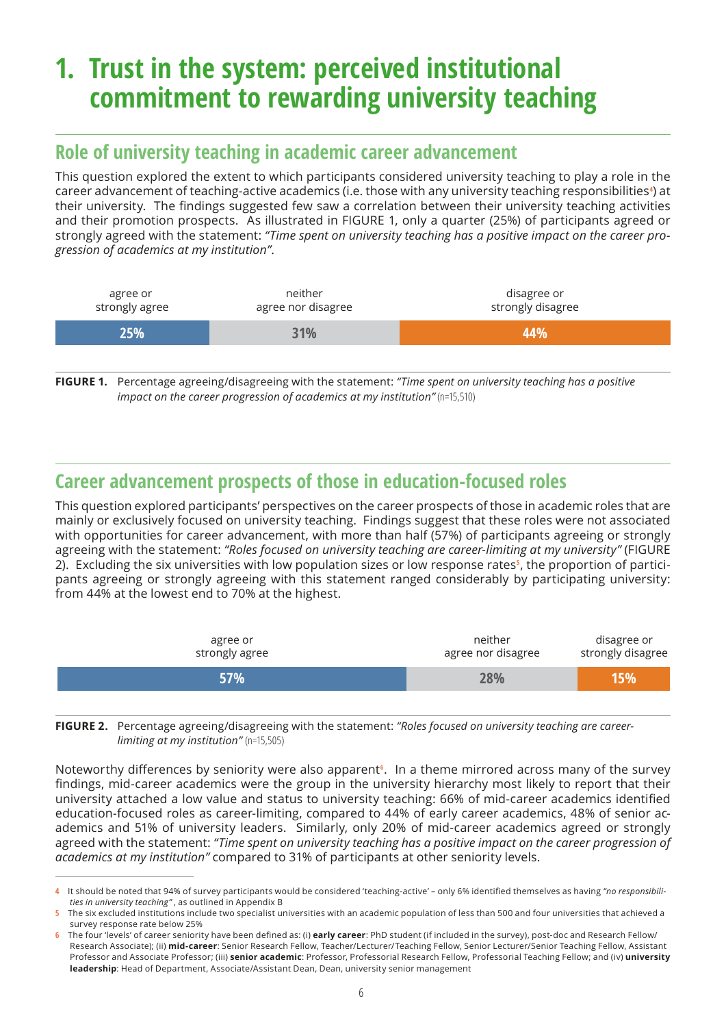# 1. Trust in the system: perceived institutional commitment to rewarding university teaching

## Role of university teaching in academic career advancement

This question explored the extent to which participants considered university teaching to play a role in the career advancement of teaching-active academics (i.e. those with any university teaching responsibilities[4]) at their university. The findings suggested few saw a correlation between their university teaching activities and their promotion prospects. As illustrated in FIGURE 1, only a quarter (25%) of participants agreed or strongly agreed with the statement: *"Time spent on university teaching has a positive impact on the career progression of academics at my institution"*.

| agree or strongly agree | neither agree nor disagree | disagree or strongly disagree |
| --- | --- | --- |
| 25% | 31% | 44% |

**FIGURE 1.** Percentage agreeing/disagreeing with the statement: *"Time spent on university teaching has a positive impact on the career progression of academics at my institution"* (n=15,510)

## Career advancement prospects of those in education-focused roles

This question explored participants' perspectives on the career prospects of those in academic roles that are mainly or exclusively focused on university teaching. Findings suggest that these roles were not associated with opportunities for career advancement, with more than half (57%) of participants agreeing or strongly agreeing with the statement: *"Roles focused on university teaching are career-limiting at my university"* (FIGURE 2). Excluding the six universities with low population sizes or low response rates[5], the proportion of participants agreeing or strongly agreeing with this statement ranged considerably by participating university: from 44% at the lowest end to 70% at the highest.

| agree or strongly agree | neither agree nor disagree | disagree or strongly disagree |
| --- | --- | --- |
| 57% | 28% | 15% |

**FIGURE 2.** Percentage agreeing/disagreeing with the statement: *"Roles focused on university teaching are career-limiting at my institution"* (n=15,505)

Noteworthy differences by seniority were also apparent[6]. In a theme mirrored across many of the survey findings, mid-career academics were the group in the university hierarchy most likely to report that their university attached a low value and status to university teaching: 66% of mid-career academics identified education-focused roles as career-limiting, compared to 44% of early career academics, 48% of senior academics and 51% of university leaders. Similarly, only 20% of mid-career academics agreed or strongly agreed with the statement: *"Time spent on university teaching has a positive impact on the career progression of academics at my institution"* compared to 31% of participants at other seniority levels.

---

[4] It should be noted that 94% of survey participants would be considered 'teaching-active' – only 6% identified themselves as having *"no responsibilities in university teaching"*, as outlined in Appendix B

[5] The six excluded institutions include two specialist universities with an academic population of less than 500 and four universities that achieved a survey response rate below 25%

[6] The four 'levels' of career seniority have been defined as: (i) **early career**: PhD student (if included in the survey), post-doc and Research Fellow/Research Associate); (ii) **mid-career**: Senior Research Fellow, Teacher/Lecturer/Teaching Fellow, Senior Lecturer/Senior Teaching Fellow, Assistant Professor and Associate Professor; (iii) **senior academic**: Professor, Professorial Research Fellow, Professorial Teaching Fellow; and (iv) **university leadership**: Head of Department, Associate/Assistant Dean, Dean, university senior management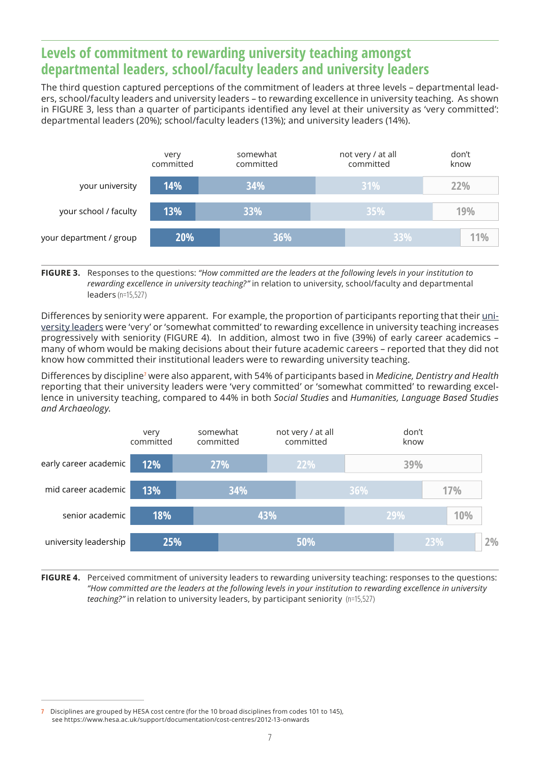## Levels of commitment to rewarding university teaching amongst departmental leaders, school/faculty leaders and university leaders

The third question captured perceptions of the commitment of leaders at three levels – departmental leaders, school/faculty leaders and university leaders – to rewarding excellence in university teaching. As shown in FIGURE 3, less than a quarter of participants identified any level at their university as 'very committed': departmental leaders (20%); school/faculty leaders (13%); and university leaders (14%).

| | very committed | somewhat committed | not very / at all committed | don't know |
|---|---|---|---|---|
| your university | 14% | 34% | 31% | 22% |
| your school / faculty | 13% | 33% | 35% | 19% |
| your department / group | 20% | 36% | 33% | 11% |

**FIGURE 3.** Responses to the questions: *"How committed are the leaders at the following levels in your institution to rewarding excellence in university teaching?"* in relation to university, school/faculty and departmental leaders (n=15,527)

Differences by seniority were apparent. For example, the proportion of participants reporting that their university leaders were 'very' or 'somewhat committed' to rewarding excellence in university teaching increases progressively with seniority (FIGURE 4). In addition, almost two in five (39%) of early career academics – many of whom would be making decisions about their future academic careers – reported that they did not know how committed their institutional leaders were to rewarding university teaching.

Differences by discipline[7] were also apparent, with 54% of participants based in *Medicine, Dentistry and Health* reporting that their university leaders were 'very committed' or 'somewhat committed' to rewarding excellence in university teaching, compared to 44% in both *Social Studies* and *Humanities, Language Based Studies and Archaeology*.

| | very committed | somewhat committed | not very / at all committed | don't know |
|---|---|---|---|---|
| early career academic | 12% | 27% | 22% | 39% |
| mid career academic | 13% | 34% | 36% | 17% |
| senior academic | 18% | 43% | 29% | 10% |
| university leadership | 25% | 50% | 23% | 2% |

**FIGURE 4.** Perceived commitment of university leaders to rewarding university teaching: responses to the questions: *"How committed are the leaders at the following levels in your institution to rewarding excellence in university teaching?"* in relation to university leaders, by participant seniority (n=15,527)

---

7 Disciplines are grouped by HESA cost centre (for the 10 broad disciplines from codes 101 to 145), see https://www.hesa.ac.uk/support/documentation/cost-centres/2012-13-onwards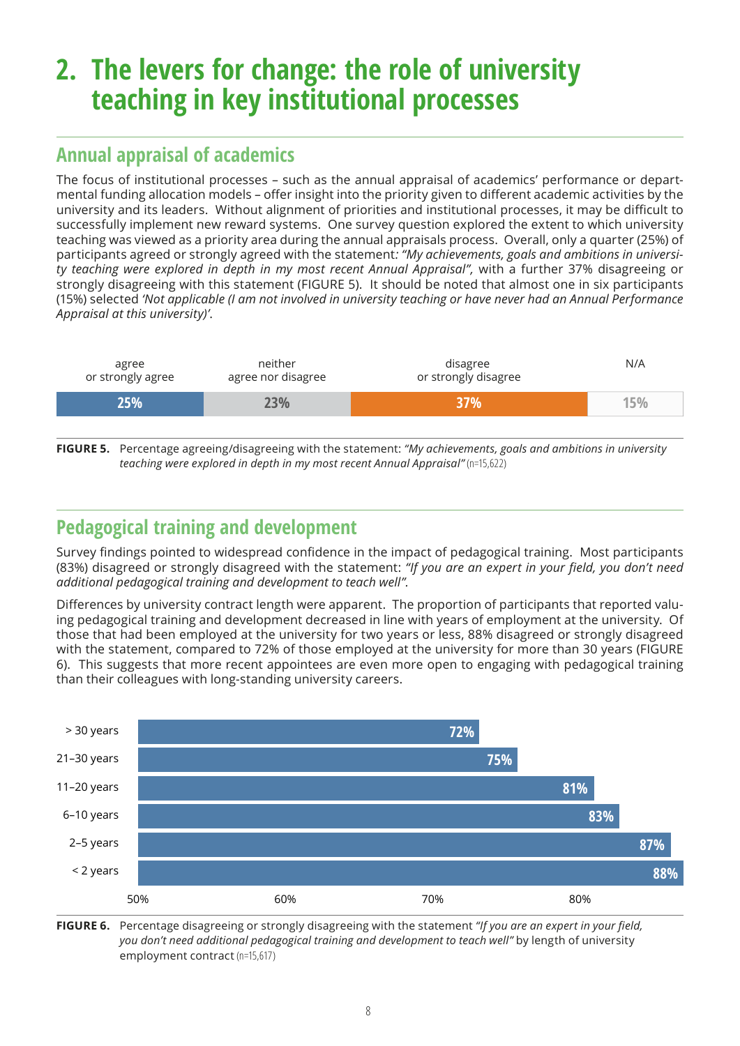# 2. The levers for change: the role of university teaching in key institutional processes

## Annual appraisal of academics

The focus of institutional processes – such as the annual appraisal of academics' performance or departmental funding allocation models – offer insight into the priority given to different academic activities by the university and its leaders. Without alignment of priorities and institutional processes, it may be difficult to successfully implement new reward systems. One survey question explored the extent to which university teaching was viewed as a priority area during the annual appraisals process. Overall, only a quarter (25%) of participants agreed or strongly agreed with the statement: *"My achievements, goals and ambitions in university teaching were explored in depth in my most recent Annual Appraisal"*, with a further 37% disagreeing or strongly disagreeing with this statement (FIGURE 5). It should be noted that almost one in six participants (15%) selected *'Not applicable (I am not involved in university teaching or have never had an Annual Performance Appraisal at this university)'*.

| agree or strongly agree | neither agree nor disagree | disagree or strongly disagree | N/A |
|---|---|---|---|
| 25% | 23% | 37% | 15% |

**FIGURE 5.** Percentage agreeing/disagreeing with the statement: *"My achievements, goals and ambitions in university teaching were explored in depth in my most recent Annual Appraisal"* (n=15,622)

## Pedagogical training and development

Survey findings pointed to widespread confidence in the impact of pedagogical training. Most participants (83%) disagreed or strongly disagreed with the statement: *"If you are an expert in your field, you don't need additional pedagogical training and development to teach well"*.

Differences by university contract length were apparent. The proportion of participants that reported valuing pedagogical training and development decreased in line with years of employment at the university. Of those that had been employed at the university for two years or less, 88% disagreed or strongly disagreed with the statement, compared to 72% of those employed at the university for more than 30 years (FIGURE 6). This suggests that more recent appointees are even more open to engaging with pedagogical training than their colleagues with long-standing university careers.

| Length of employment | Percentage |
|---|---|
| > 30 years | 72% |
| 21–30 years | 75% |
| 11–20 years | 81% |
| 6–10 years | 83% |
| 2–5 years | 87% |
| < 2 years | 88% |

**FIGURE 6.** Percentage disagreeing or strongly disagreeing with the statement *"If you are an expert in your field, you don't need additional pedagogical training and development to teach well"* by length of university employment contract (n=15,617)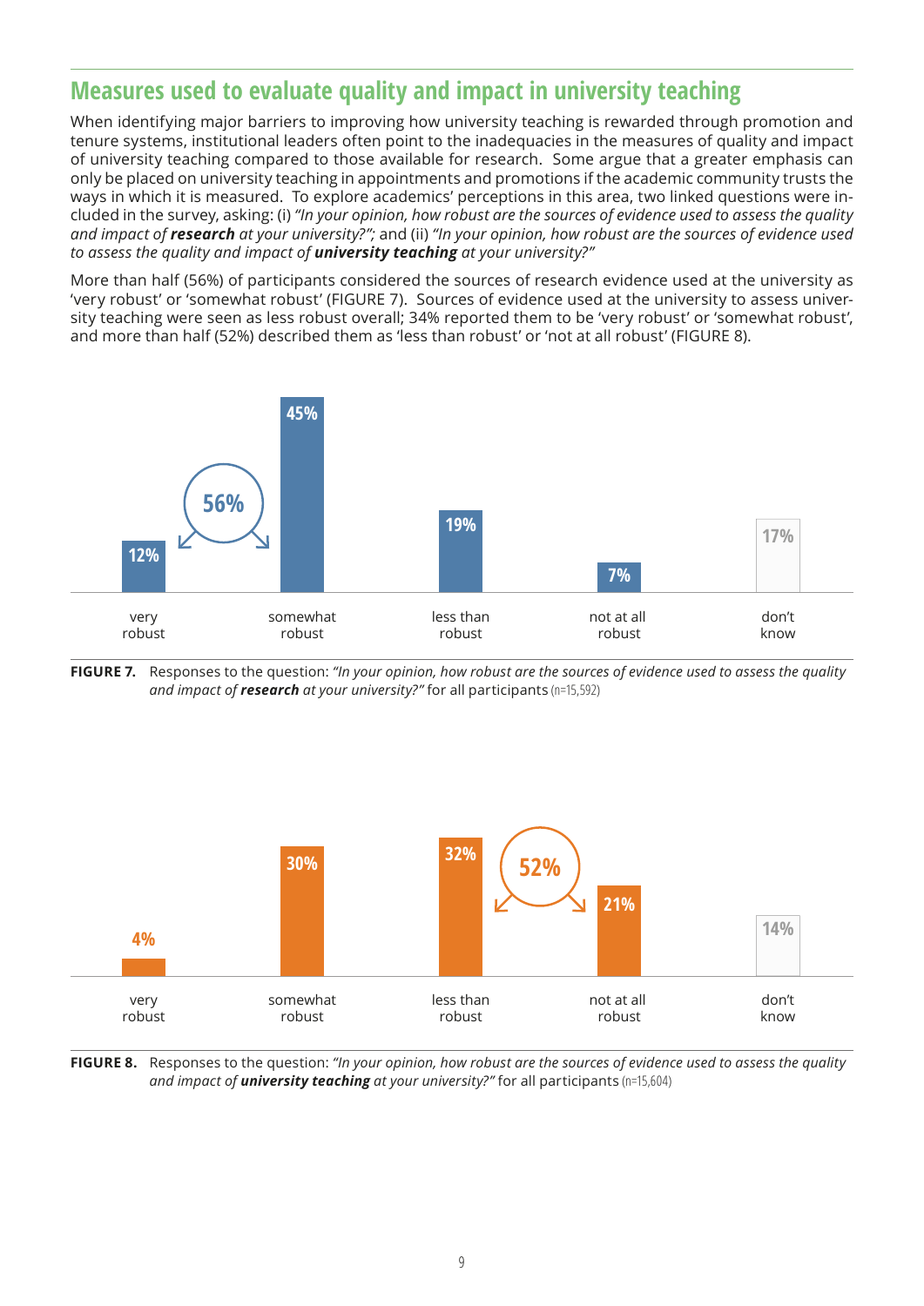## Measures used to evaluate quality and impact in university teaching

When identifying major barriers to improving how university teaching is rewarded through promotion and tenure systems, institutional leaders often point to the inadequacies in the measures of quality and impact of university teaching compared to those available for research. Some argue that a greater emphasis can only be placed on university teaching in appointments and promotions if the academic community trusts the ways in which it is measured. To explore academics' perceptions in this area, two linked questions were included in the survey, asking: (i) *"In your opinion, how robust are the sources of evidence used to assess the quality and impact of **research** at your university?"*; and (ii) *"In your opinion, how robust are the sources of evidence used to assess the quality and impact of **university teaching** at your university?"*

More than half (56%) of participants considered the sources of research evidence used at the university as 'very robust' or 'somewhat robust' (FIGURE 7). Sources of evidence used at the university to assess university teaching were seen as less robust overall; 34% reported them to be 'very robust' or 'somewhat robust', and more than half (52%) described them as 'less than robust' or 'not at all robust' (FIGURE 8).

| very robust | somewhat robust | less than robust | not at all robust | don't know |
|---|---|---|---|---|
| 12% | 45% | 19% | 7% | 17% |

(very robust + somewhat robust: 56%)

**FIGURE 7.** Responses to the question: *"In your opinion, how robust are the sources of evidence used to assess the quality and impact of **research** at your university?"* for all participants (n=15,592)

| very robust | somewhat robust | less than robust | not at all robust | don't know |
|---|---|---|---|---|
| 4% | 30% | 32% | 21% | 14% |

(less than robust + not at all robust: 52%)

**FIGURE 8.** Responses to the question: *"In your opinion, how robust are the sources of evidence used to assess the quality and impact of **university teaching** at your university?"* for all participants (n=15,604)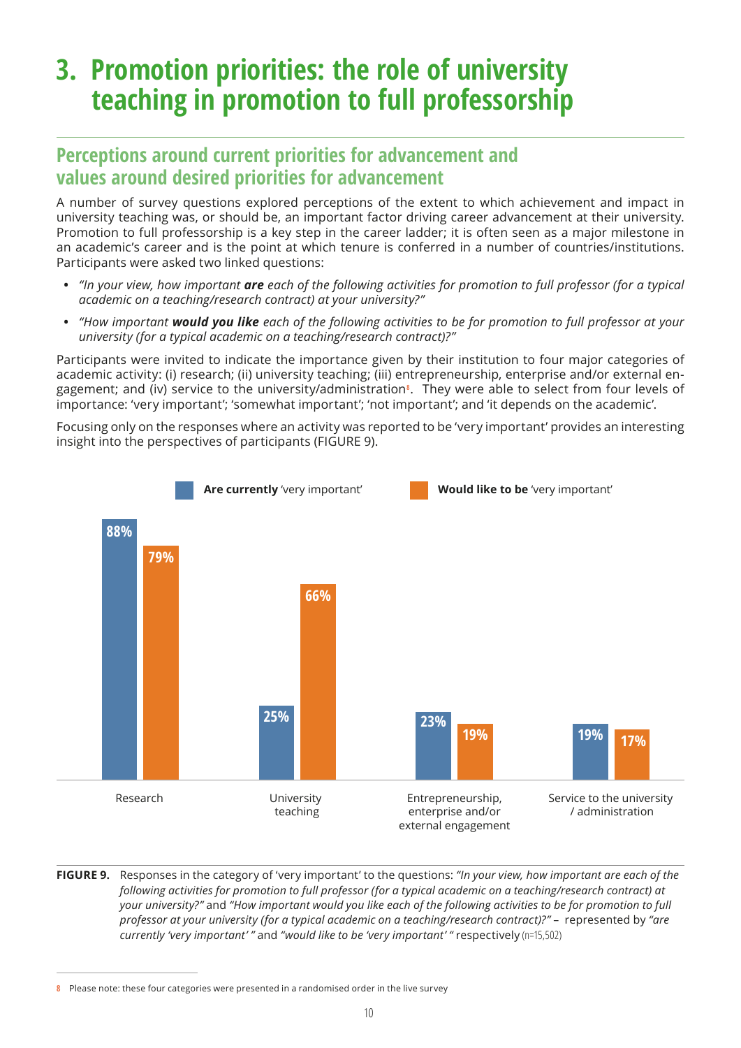# 3. Promotion priorities: the role of university teaching in promotion to full professorship

## Perceptions around current priorities for advancement and values around desired priorities for advancement

A number of survey questions explored perceptions of the extent to which achievement and impact in university teaching was, or should be, an important factor driving career advancement at their university. Promotion to full professorship is a key step in the career ladder; it is often seen as a major milestone in an academic's career and is the point at which tenure is conferred in a number of countries/institutions. Participants were asked two linked questions:

- *"In your view, how important **are** each of the following activities for promotion to full professor (for a typical academic on a teaching/research contract) at your university?"*
- *"How important **would you like** each of the following activities to be for promotion to full professor at your university (for a typical academic on a teaching/research contract)?"*

Participants were invited to indicate the importance given by their institution to four major categories of academic activity: (i) research; (ii) university teaching; (iii) entrepreneurship, enterprise and/or external engagement; and (iv) service to the university/administration[8]. They were able to select from four levels of importance: 'very important'; 'somewhat important'; 'not important'; and 'it depends on the academic'.

Focusing only on the responses where an activity was reported to be 'very important' provides an interesting insight into the perspectives of participants (FIGURE 9).

| | **Are currently** 'very important' | **Would like to be** 'very important' |
|---|---|---|
| Research | 88% | 79% |
| University teaching | 25% | 66% |
| Entrepreneurship, enterprise and/or external engagement | 23% | 19% |
| Service to the university / administration | 19% | 17% |

**FIGURE 9.** Responses in the category of 'very important' to the questions: *"In your view, how important are each of the following activities for promotion to full professor (for a typical academic on a teaching/research contract) at your university?"* and *"How important would you like each of the following activities to be for promotion to full professor at your university (for a typical academic on a teaching/research contract)?"* – represented by *"are currently 'very important' "* and *"would like to be 'very important' "* respectively (n=15,502)

---

8 Please note: these four categories were presented in a randomised order in the live survey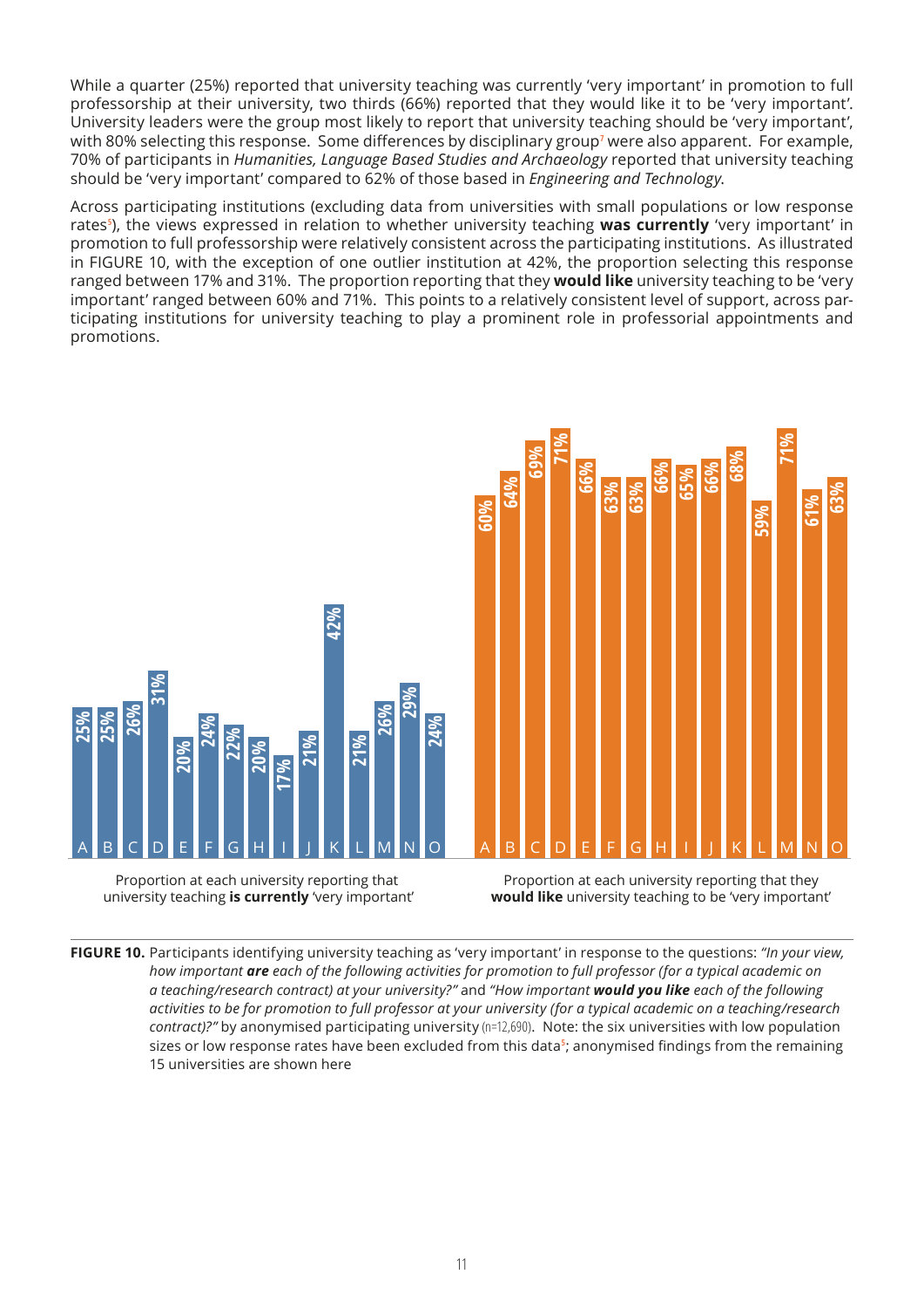While a quarter (25%) reported that university teaching was currently 'very important' in promotion to full professorship at their university, two thirds (66%) reported that they would like it to be 'very important'. University leaders were the group most likely to report that university teaching should be 'very important', with 80% selecting this response. Some differences by disciplinary group[7] were also apparent. For example, 70% of participants in *Humanities, Language Based Studies and Archaeology* reported that university teaching should be 'very important' compared to 62% of those based in *Engineering and Technology.*

Across participating institutions (excluding data from universities with small populations or low response rates[5]), the views expressed in relation to whether university teaching **was currently** 'very important' in promotion to full professorship were relatively consistent across the participating institutions. As illustrated in FIGURE 10, with the exception of one outlier institution at 42%, the proportion selecting this response ranged between 17% and 31%. The proportion reporting that they **would like** university teaching to be 'very important' ranged between 60% and 71%. This points to a relatively consistent level of support, across participating institutions for university teaching to play a prominent role in professorial appointments and promotions.

| University | Proportion at each university reporting that university teaching **is currently** 'very important' | Proportion at each university reporting that they **would like** university teaching to be 'very important' |
|---|---|---|
| A | 25% | 60% |
| B | 25% | 64% |
| C | 26% | 69% |
| D | 31% | 71% |
| E | 20% | 66% |
| F | 24% | 63% |
| G | 22% | 63% |
| H | 20% | 66% |
| I | 17% | 65% |
| J | 21% | 66% |
| K | 42% | 68% |
| L | 21% | 59% |
| M | 26% | 71% |
| N | 29% | 61% |
| O | 24% | 63% |

**FIGURE 10.** Participants identifying university teaching as 'very important' in response to the questions: *"In your view, how important **are** each of the following activities for promotion to full professor (for a typical academic on a teaching/research contract) at your university?"* and *"How important **would you like** each of the following activities to be for promotion to full professor at your university (for a typical academic on a teaching/research contract)?"* by anonymised participating university (n=12,690). Note: the six universities with low population sizes or low response rates have been excluded from this data[5]; anonymised findings from the remaining 15 universities are shown here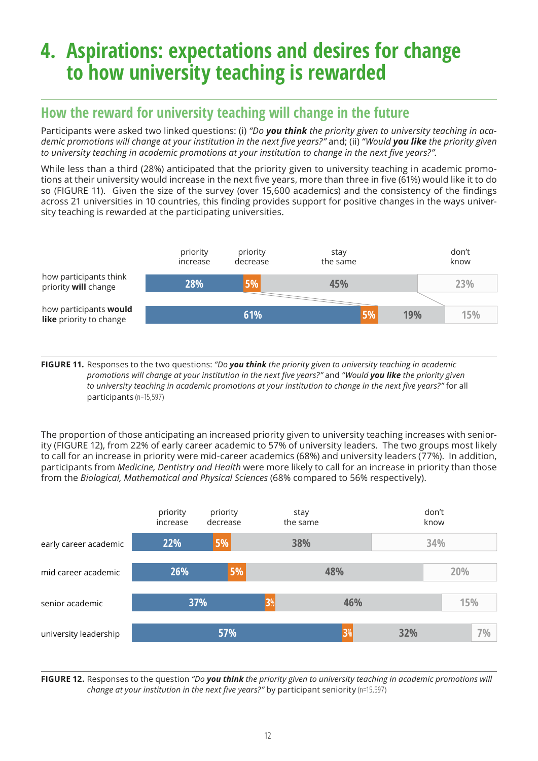# 4. Aspirations: expectations and desires for change to how university teaching is rewarded

## How the reward for university teaching will change in the future

Participants were asked two linked questions: (i) *"Do **you think** the priority given to university teaching in academic promotions will change at your institution in the next five years?"* and; (ii) *"Would **you like** the priority given to university teaching in academic promotions at your institution to change in the next five years?".*

While less than a third (28%) anticipated that the priority given to university teaching in academic promotions at their university would increase in the next five years, more than three in five (61%) would like it to do so (FIGURE 11). Given the size of the survey (over 15,600 academics) and the consistency of the findings across 21 universities in 10 countries, this finding provides support for positive changes in the ways university teaching is rewarded at the participating universities.

| | priority increase | priority decrease | stay the same | don't know |
|---|---|---|---|---|
| how participants think priority **will** change | 28% | 5% | 45% | 23% |
| how participants **would like** priority to change | 61% | 5% | 19% | 15% |

**FIGURE 11.** Responses to the two questions: *"Do **you think** the priority given to university teaching in academic promotions will change at your institution in the next five years?"* and *"Would **you like** the priority given to university teaching in academic promotions at your institution to change in the next five years?"* for all participants (n=15,597)

The proportion of those anticipating an increased priority given to university teaching increases with seniority (FIGURE 12), from 22% of early career academic to 57% of university leaders. The two groups most likely to call for an increase in priority were mid-career academics (68%) and university leaders (77%). In addition, participants from *Medicine, Dentistry and Health* were more likely to call for an increase in priority than those from the *Biological, Mathematical and Physical Sciences* (68% compared to 56% respectively).

| | priority increase | priority decrease | stay the same | don't know |
|---|---|---|---|---|
| early career academic | 22% | 5% | 38% | 34% |
| mid career academic | 26% | 5% | 48% | 20% |
| senior academic | 37% | 3% | 46% | 15% |
| university leadership | 57% | 3% | 32% | 7% |

**FIGURE 12.** Responses to the question *"Do **you think** the priority given to university teaching in academic promotions will change at your institution in the next five years?"* by participant seniority (n=15,597)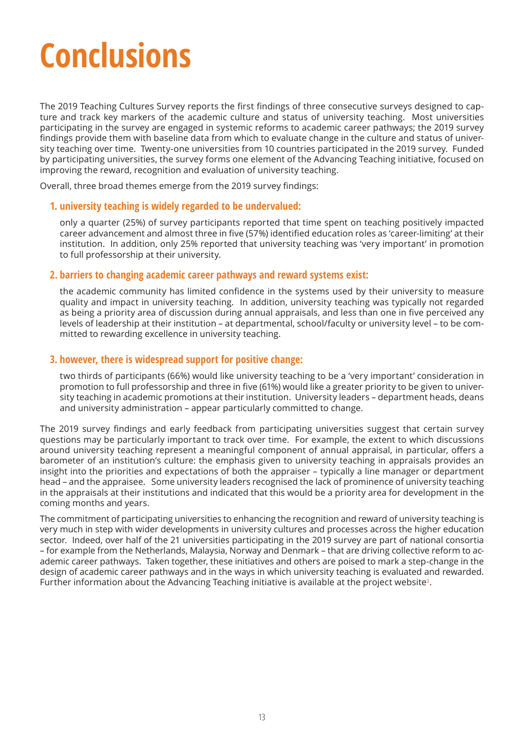# Conclusions

The 2019 Teaching Cultures Survey reports the first findings of three consecutive surveys designed to capture and track key markers of the academic culture and status of university teaching. Most universities participating in the survey are engaged in systemic reforms to academic career pathways; the 2019 survey findings provide them with baseline data from which to evaluate change in the culture and status of university teaching over time. Twenty-one universities from 10 countries participated in the 2019 survey. Funded by participating universities, the survey forms one element of the Advancing Teaching initiative, focused on improving the reward, recognition and evaluation of university teaching.

Overall, three broad themes emerge from the 2019 survey findings:

1. **university teaching is widely regarded to be undervalued:**

   only a quarter (25%) of survey participants reported that time spent on teaching positively impacted career advancement and almost three in five (57%) identified education roles as 'career-limiting' at their institution. In addition, only 25% reported that university teaching was 'very important' in promotion to full professorship at their university.

2. **barriers to changing academic career pathways and reward systems exist:**

   the academic community has limited confidence in the systems used by their university to measure quality and impact in university teaching. In addition, university teaching was typically not regarded as being a priority area of discussion during annual appraisals, and less than one in five perceived any levels of leadership at their institution – at departmental, school/faculty or university level – to be committed to rewarding excellence in university teaching.

3. **however, there is widespread support for positive change:**

   two thirds of participants (66%) would like university teaching to be a 'very important' consideration in promotion to full professorship and three in five (61%) would like a greater priority to be given to university teaching in academic promotions at their institution. University leaders – department heads, deans and university administration – appear particularly committed to change.

The 2019 survey findings and early feedback from participating universities suggest that certain survey questions may be particularly important to track over time. For example, the extent to which discussions around university teaching represent a meaningful component of annual appraisal, in particular, offers a barometer of an institution's culture: the emphasis given to university teaching in appraisals provides an insight into the priorities and expectations of both the appraiser – typically a line manager or department head – and the appraisee. Some university leaders recognised the lack of prominence of university teaching in the appraisals at their institutions and indicated that this would be a priority area for development in the coming months and years.

The commitment of participating universities to enhancing the recognition and reward of university teaching is very much in step with wider developments in university cultures and processes across the higher education sector. Indeed, over half of the 21 universities participating in the 2019 survey are part of national consortia – for example from the Netherlands, Malaysia, Norway and Denmark – that are driving collective reform to academic career pathways. Taken together, these initiatives and others are poised to mark a step-change in the design of academic career pathways and in the ways in which university teaching is evaluated and rewarded. Further information about the Advancing Teaching initiative is available at the project website[3].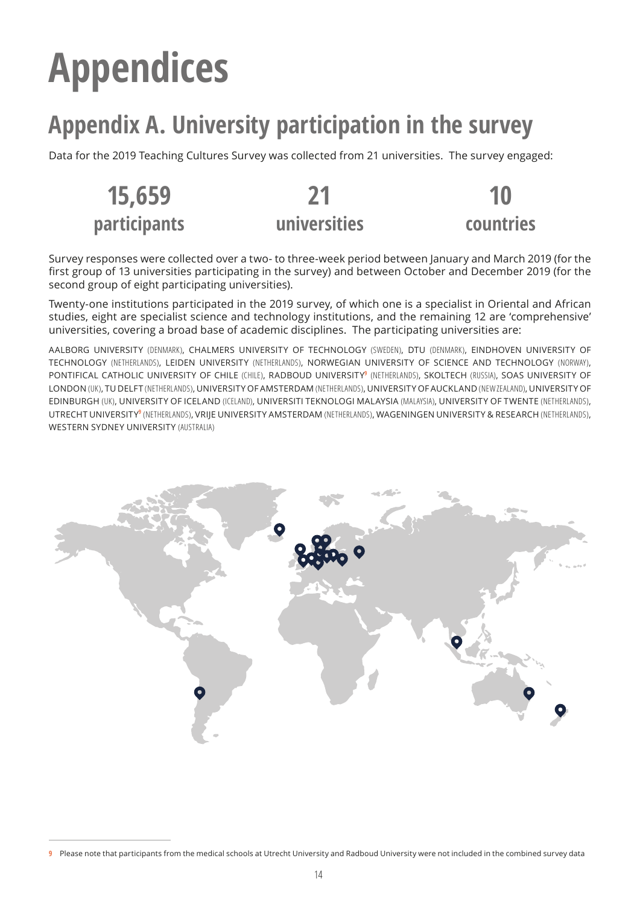# Appendices

## Appendix A. University participation in the survey

Data for the 2019 Teaching Cultures Survey was collected from 21 universities. The survey engaged:

**15,659** **participants**

**21** **universities**

**10** **countries**

Survey responses were collected over a two- to three-week period between January and March 2019 (for the first group of 13 universities participating in the survey) and between October and December 2019 (for the second group of eight participating universities).

Twenty-one institutions participated in the 2019 survey, of which one is a specialist in Oriental and African studies, eight are specialist science and technology institutions, and the remaining 12 are 'comprehensive' universities, covering a broad base of academic disciplines. The participating universities are:

AALBORG UNIVERSITY (DENMARK), CHALMERS UNIVERSITY OF TECHNOLOGY (SWEDEN), DTU (DENMARK), EINDHOVEN UNIVERSITY OF TECHNOLOGY (NETHERLANDS), LEIDEN UNIVERSITY (NETHERLANDS), NORWEGIAN UNIVERSITY OF SCIENCE AND TECHNOLOGY (NORWAY), PONTIFICAL CATHOLIC UNIVERSITY OF CHILE (CHILE), RADBOUD UNIVERSITY[9] (NETHERLANDS), SKOLTECH (RUSSIA), SOAS UNIVERSITY OF LONDON (UK), TU DELFT (NETHERLANDS), UNIVERSITY OF AMSTERDAM (NETHERLANDS), UNIVERSITY OF AUCKLAND (NEW ZEALAND), UNIVERSITY OF EDINBURGH (UK), UNIVERSITY OF ICELAND (ICELAND), UNIVERSITI TEKNOLOGI MALAYSIA (MALAYSIA), UNIVERSITY OF TWENTE (NETHERLANDS), UTRECHT UNIVERSITY[9] (NETHERLANDS), VRIJE UNIVERSITY AMSTERDAM (NETHERLANDS), WAGENINGEN UNIVERSITY & RESEARCH (NETHERLANDS), WESTERN SYDNEY UNIVERSITY (AUSTRALIA)

---

[9] Please note that participants from the medical schools at Utrecht University and Radboud University were not included in the combined survey data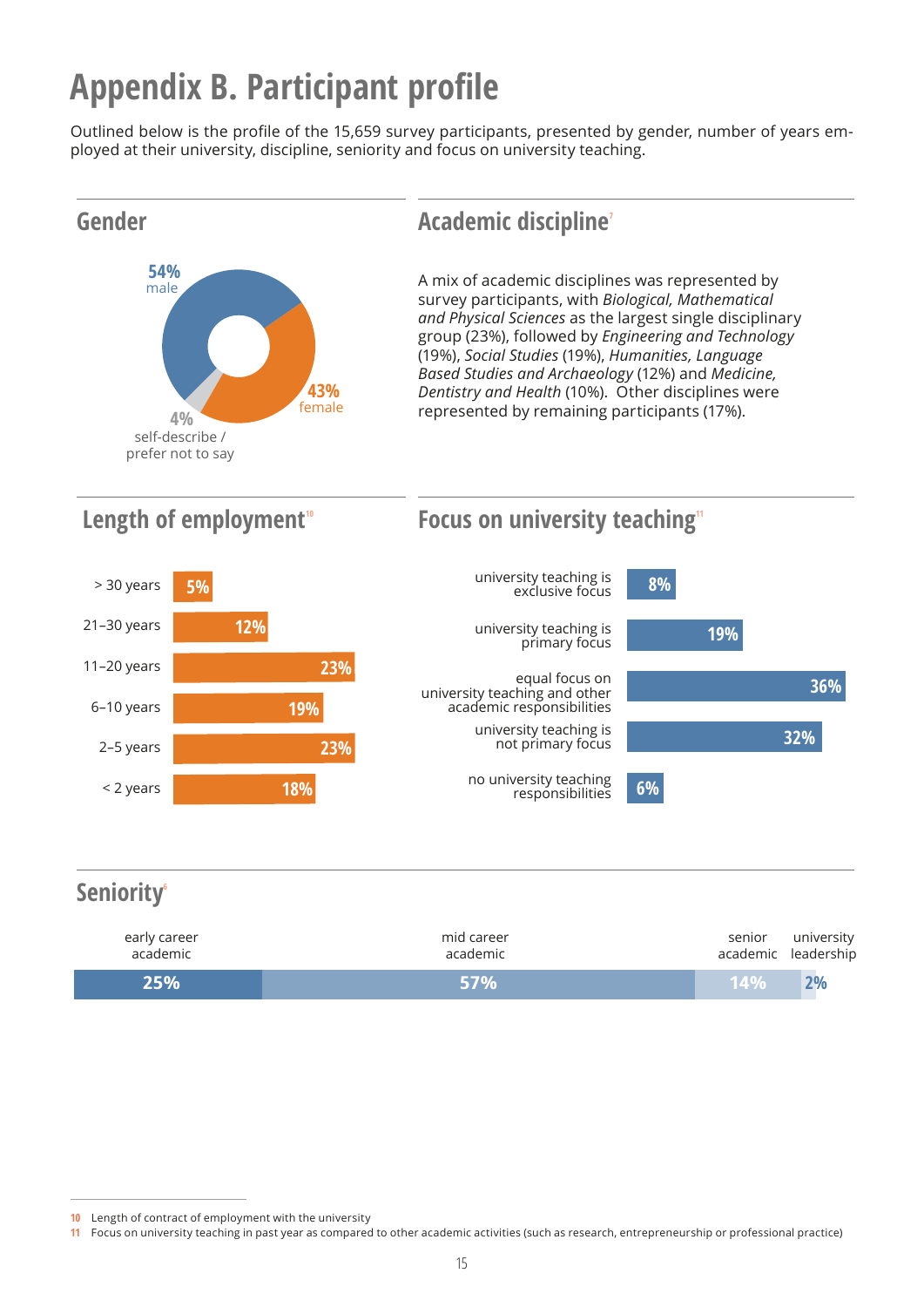# Appendix B. Participant profile

Outlined below is the profile of the 15,659 survey participants, presented by gender, number of years employed at their university, discipline, seniority and focus on university teaching.

## Gender

| Gender | % |
|---|---|
| male | 54% |
| female | 43% |
| self-describe / prefer not to say | 4% |

## Academic discipline[7]

A mix of academic disciplines was represented by survey participants, with *Biological, Mathematical and Physical Sciences* as the largest single disciplinary group (23%), followed by *Engineering and Technology* (19%), *Social Studies* (19%), *Humanities, Language Based Studies and Archaeology* (12%) and *Medicine, Dentistry and Health* (10%). Other disciplines were represented by remaining participants (17%).

## Length of employment[10]

| Length of employment | % |
|---|---|
| > 30 years | 5% |
| 21–30 years | 12% |
| 11–20 years | 23% |
| 6–10 years | 19% |
| 2–5 years | 23% |
| < 2 years | 18% |

## Focus on university teaching[11]

| Focus | % |
|---|---|
| university teaching is exclusive focus | 8% |
| university teaching is primary focus | 19% |
| equal focus on university teaching and other academic responsibilities | 36% |
| university teaching is not primary focus | 32% |
| no university teaching responsibilities | 6% |

## Seniority[6]

| early career academic | mid career academic | senior academic | university leadership |
|---|---|---|---|
| 25% | 57% | 14% | 2% |

---

10 Length of contract of employment with the university

11 Focus on university teaching in past year as compared to other academic activities (such as research, entrepreneurship or professional practice)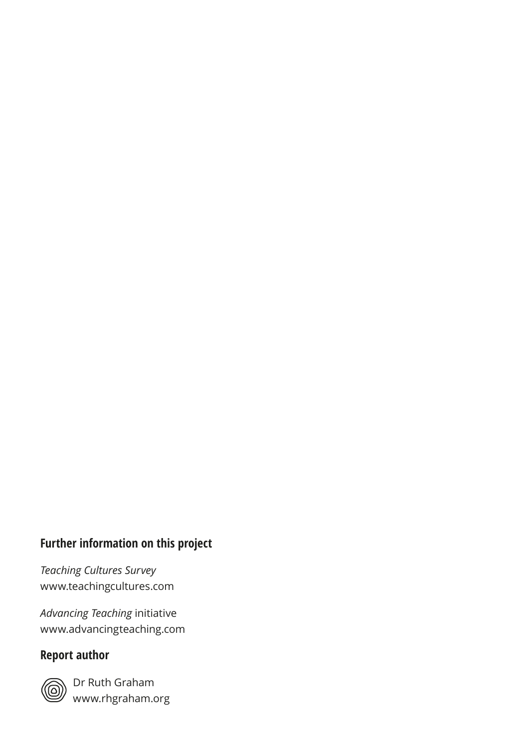## Further information on this project

*Teaching Cultures Survey*
www.teachingcultures.com

*Advancing Teaching* initiative
www.advancingteaching.com

## Report author

Dr Ruth Graham
www.rhgraham.org